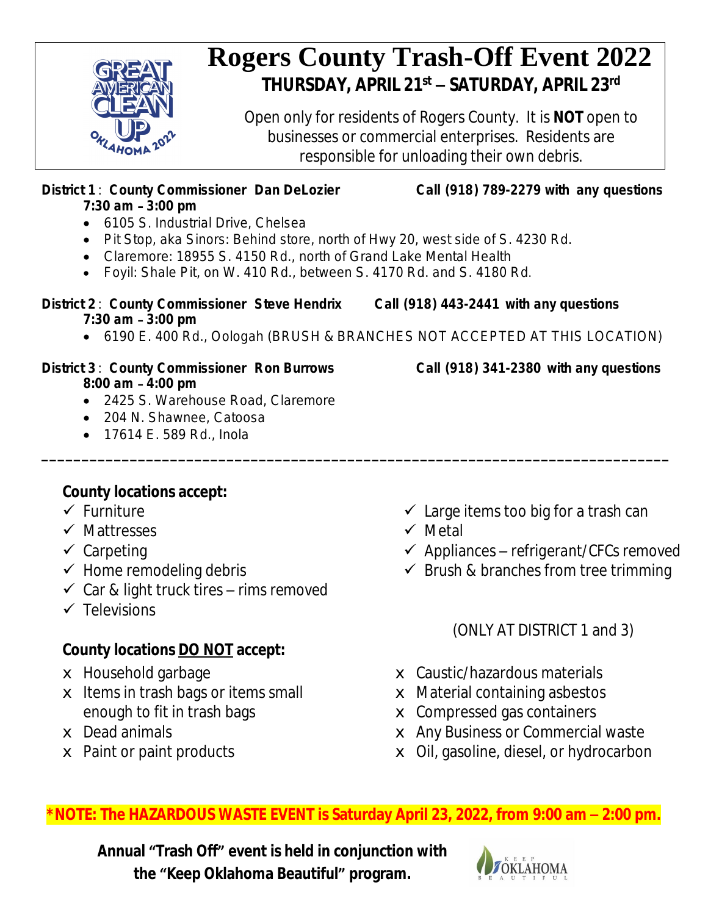# Rogers County Trash-Off Event 2022

## THURSDAY, APRIL 21st – SATURDAY, APRIL 23rd

Open only for residents of Rogers County. It is **NOT** open to businesses or commercial enterprises. Residents are responsible for unloading their own debris.

**District 1**: **County Commissioner Dan DeLozier** **Call (918) 789-2279 with any questions**
**7:30 am – 3:00 pm**

- 6105 S. Industrial Drive, Chelsea
- Pit Stop, aka Sinors: Behind store, north of Hwy 20, west side of S. 4230 Rd.
- Claremore: 18955 S. 4150 Rd., north of Grand Lake Mental Health
- Foyil: Shale Pit, on W. 410 Rd., between S. 4170 Rd. and S. 4180 Rd.

**District 2**: **County Commissioner Steve Hendrix** **Call (918) 443-2441 with any questions**
**7:30 am – 3:00 pm**

- 6190 E. 400 Rd., Oologah (BRUSH & BRANCHES NOT ACCEPTED AT THIS LOCATION)

**District 3**: **County Commissioner Ron Burrows** **Call (918) 341-2380 with any questions**
**8:00 am – 4:00 pm**

- 2425 S. Warehouse Road, Claremore
- 204 N. Shawnee, Catoosa
- 17614 E. 589 Rd., Inola

---

**County locations accept:**

- ✓ Furniture
- ✓ Mattresses
- ✓ Carpeting
- ✓ Home remodeling debris
- ✓ Car & light truck tires – rims removed
- ✓ Televisions
- ✓ Large items too big for a trash can
- ✓ Metal
- ✓ Appliances – refrigerant/CFCs removed
- ✓ Brush & branches from tree trimming

(ONLY AT DISTRICT 1 and 3)

**County locations DO NOT accept:**

- x Household garbage
- x Items in trash bags or items small enough to fit in trash bags
- x Dead animals
- x Paint or paint products
- x Caustic/hazardous materials
- x Material containing asbestos
- x Compressed gas containers
- x Any Business or Commercial waste
- x Oil, gasoline, diesel, or hydrocarbon

**\*NOTE: The HAZARDOUS WASTE EVENT is Saturday April 23, 2022, from 9:00 am – 2:00 pm.**

**Annual "Trash Off" event is held in conjunction with the "Keep Oklahoma Beautiful" program.**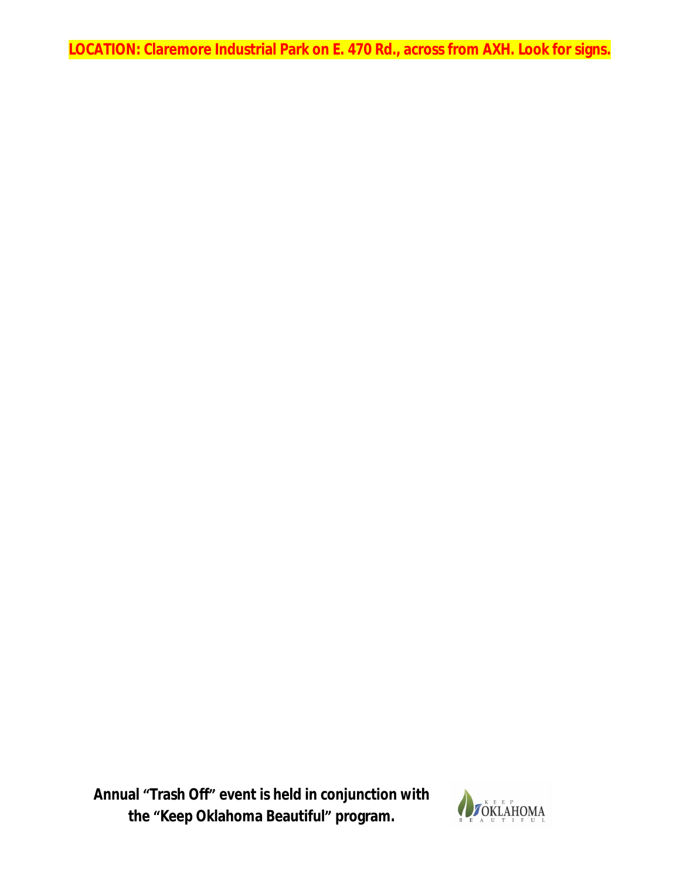**LOCATION: Claremore Industrial Park on E. 470 Rd., across from AXH. Look for signs.**

**Annual "Trash Off" event is held in conjunction with the "Keep Oklahoma Beautiful" program.**